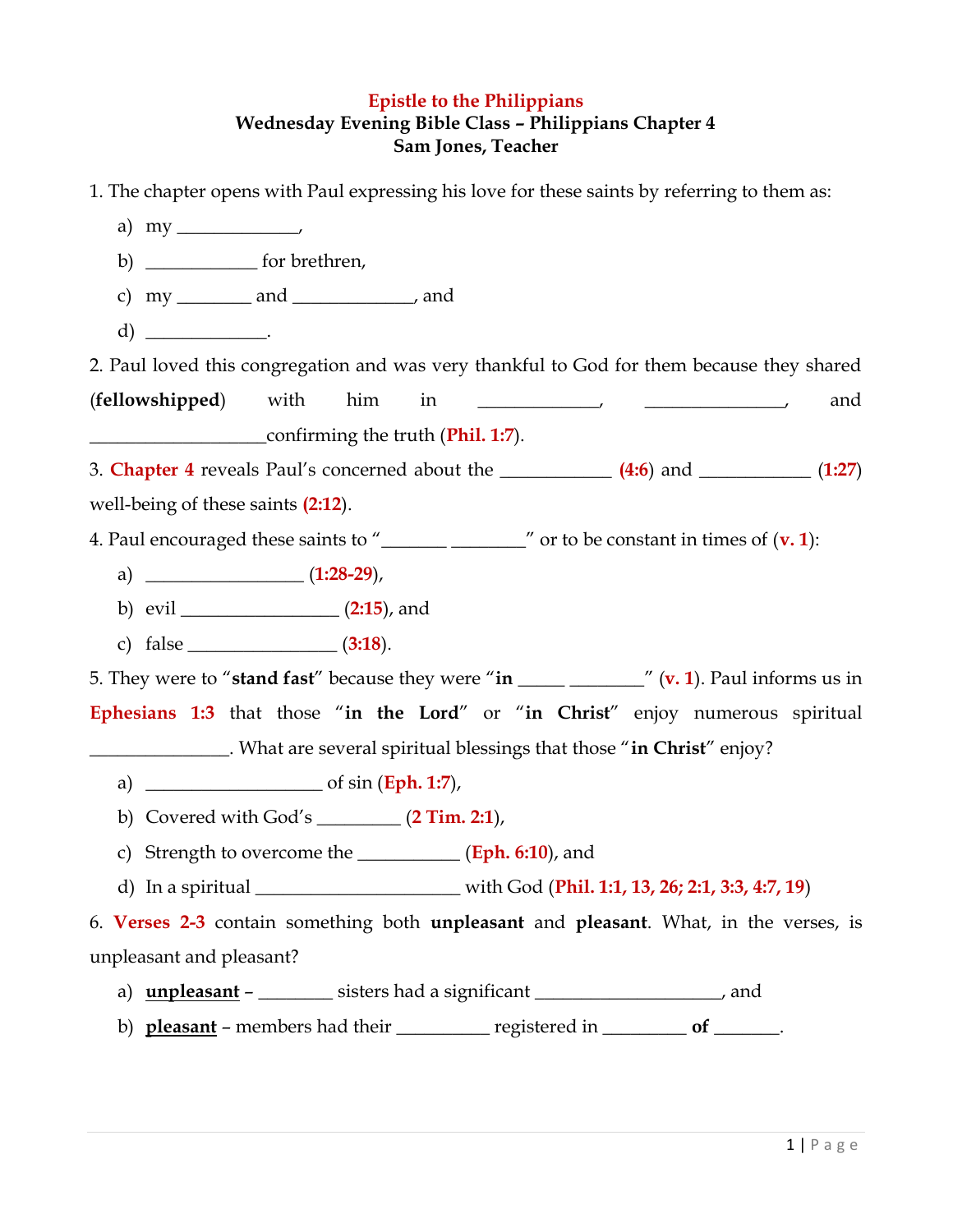# Epistle to the Philippians

## Wednesday Evening Bible Class – Philippians Chapter 4

### Sam Jones, Teacher

1. The chapter opens with Paul expressing his love for these saints by referring to them as:

   a) my _____________,

   b) ___________ for brethren,

   c) my ________ and _____________, and

   d) _____________.

2. Paul loved this congregation and was very thankful to God for them because they shared (**fellowshipped**) with him in _____________, _______________, and __________________confirming the truth (**Phil. 1:7**).

3. **Chapter 4** reveals Paul's concerned about the ___________ (**4:6**) and ___________ (**1:27**) well-being of these saints (**2:12**).

4. Paul encouraged these saints to "_______ ________" or to be constant in times of (**v. 1**):

   a) _________________ (**1:28-29**),

   b) evil _________________ (**2:15**), and

   c) false ________________ (**3:18**).

5. They were to "**stand fast**" because they were "**in** _____ ________" (**v. 1**). Paul informs us in **Ephesians 1:3** that those "**in the Lord**" or "**in Christ**" enjoy numerous spiritual _______________. What are several spiritual blessings that those "**in Christ**" enjoy?

   a) __________________ of sin (**Eph. 1:7**),

   b) Covered with God's _________ (**2 Tim. 2:1**),

   c) Strength to overcome the ___________ (**Eph. 6:10**), and

   d) In a spiritual ______________________ with God (**Phil. 1:1, 13, 26; 2:1, 3:3, 4:7, 19**)

6. **Verses 2-3** contain something both **unpleasant** and **pleasant**. What, in the verses, is unpleasant and pleasant?

   a) **<u>unpleasant</u>** – ________ sisters had a significant ___________________, and

   b) **<u>pleasant</u>** – members had their __________ registered in _________ **of** _______.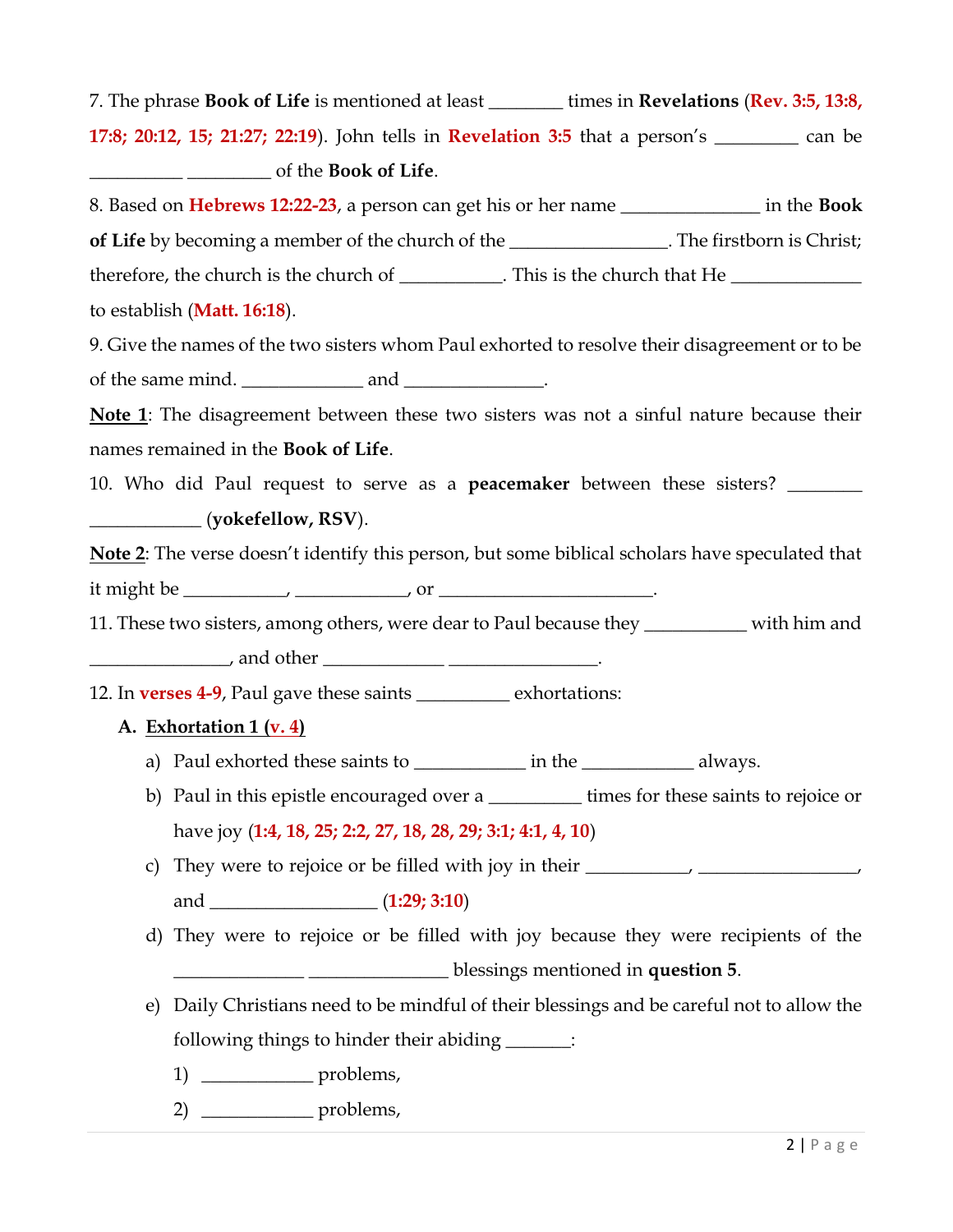7. The phrase **Book of Life** is mentioned at least ________ times in **Revelations** (**Rev. 3:5, 13:8, 17:8; 20:12, 15; 21:27; 22:19**). John tells in **Revelation 3:5** that a person's _________ can be __________ _________ of the **Book of Life**.

8. Based on **Hebrews 12:22-23**, a person can get his or her name _______________ in the **Book of Life** by becoming a member of the church of the _________________. The firstborn is Christ; therefore, the church is the church of ___________. This is the church that He ______________ to establish (**Matt. 16:18**).

9. Give the names of the two sisters whom Paul exhorted to resolve their disagreement or to be of the same mind. _____________ and _______________.

<u>**Note 1**</u>: The disagreement between these two sisters was not a sinful nature because their names remained in the **Book of Life**.

10. Who did Paul request to serve as a **peacemaker** between these sisters? ________ ____________ (**yokefellow, RSV**).

<u>**Note 2**</u>: The verse doesn't identify this person, but some biblical scholars have speculated that it might be ___________, ____________, or _______________________.

11. These two sisters, among others, were dear to Paul because they ___________ with him and _______________, and other _____________ ________________.

12. In **verses 4-9**, Paul gave these saints __________ exhortations:

**A. <u>Exhortation 1 (v. 4)</u>**

a) Paul exhorted these saints to ____________ in the ____________ always.

b) Paul in this epistle encouraged over a __________ times for these saints to rejoice or have joy (**1:4, 18, 25; 2:2, 27, 18, 28, 29; 3:1; 4:1, 4, 10**)

c) They were to rejoice or be filled with joy in their ___________, _________________, and __________________ (**1:29; 3:10**)

d) They were to rejoice or be filled with joy because they were recipients of the ______________ _______________ blessings mentioned in **question 5**.

e) Daily Christians need to be mindful of their blessings and be careful not to allow the following things to hinder their abiding _______:

1) ____________ problems,

2) ____________ problems,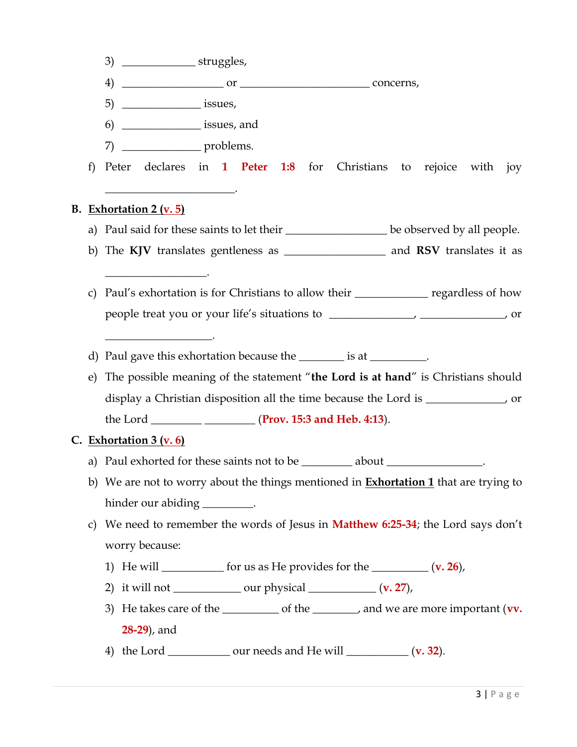3) _____________ struggles,

4) __________________ or _______________________ concerns,

5) ______________ issues,

6) ______________ issues, and

7) ______________ problems.

f) Peter declares in **1 Peter 1:8** for Christians to rejoice with joy _______________________.

**B. Exhortation 2 (v. 5)**

a) Paul said for these saints to let their __________________ be observed by all people.

b) The **KJV** translates gentleness as __________________ and **RSV** translates it as __________________.

c) Paul's exhortation is for Christians to allow their _____________ regardless of how people treat you or your life's situations to _______________, _______________, or ___________________.

d) Paul gave this exhortation because the ________ is at __________.

e) The possible meaning of the statement "**the Lord is at hand**" is Christians should display a Christian disposition all the time because the Lord is ______________, or the Lord _________ _________ (**Prov. 15:3 and Heb. 4:13**).

**C. Exhortation 3 (v. 6)**

a) Paul exhorted for these saints not to be _________ about _________________.

b) We are not to worry about the things mentioned in **Exhortation 1** that are trying to hinder our abiding _________.

c) We need to remember the words of Jesus in **Matthew 6:25-34**; the Lord says don't worry because:

1) He will ___________ for us as He provides for the __________ (**v. 26**),

2) it will not ____________ our physical ____________ (**v. 27**),

3) He takes care of the __________ of the ________, and we are more important (**vv. 28-29**), and

4) the Lord ___________ our needs and He will ___________ (**v. 32**).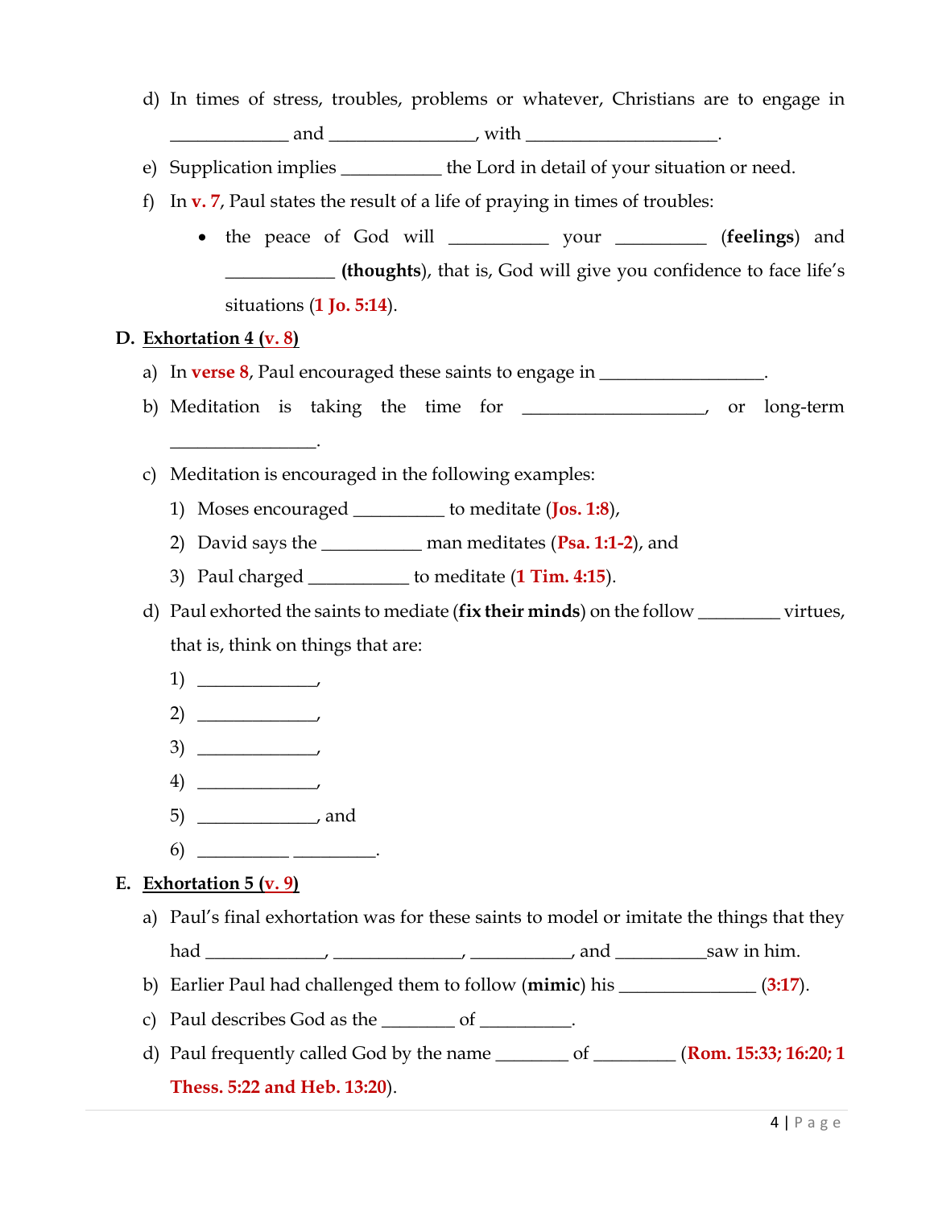d) In times of stress, troubles, problems or whatever, Christians are to engage in ____________ and _______________, with ____________________.

e) Supplication implies __________ the Lord in detail of your situation or need.

f) In v. 7, Paul states the result of a life of praying in times of troubles:

- the peace of God will __________ your _________ (**feelings**) and ___________ (**thoughts**), that is, God will give you confidence to face life's situations (**1 Jo. 5:14**).

**D. Exhortation 4 (v. 8)**

a) In **verse 8**, Paul encouraged these saints to engage in ________________.

b) Meditation is taking the time for __________________, or long-term _______________.

c) Meditation is encouraged in the following examples:

1) Moses encouraged _________ to meditate (**Jos. 1:8**),
2) David says the __________ man meditates (**Psa. 1:1-2**), and
3) Paul charged __________ to meditate (**1 Tim. 4:15**).

d) Paul exhorted the saints to mediate (**fix their minds**) on the follow ________ virtues, that is, think on things that are:

1) ____________,
2) ____________,
3) ____________,
4) ____________,
5) ____________, and
6) _________ ________.

**E. Exhortation 5 (v. 9)**

a) Paul's final exhortation was for these saints to model or imitate the things that they had ____________, _____________, __________, and _________saw in him.

b) Earlier Paul had challenged them to follow (**mimic**) his ______________ (**3:17**).

c) Paul describes God as the _______ of _________.

d) Paul frequently called God by the name _______ of ________ (**Rom. 15:33; 16:20; 1 Thess. 5:22 and Heb. 13:20**).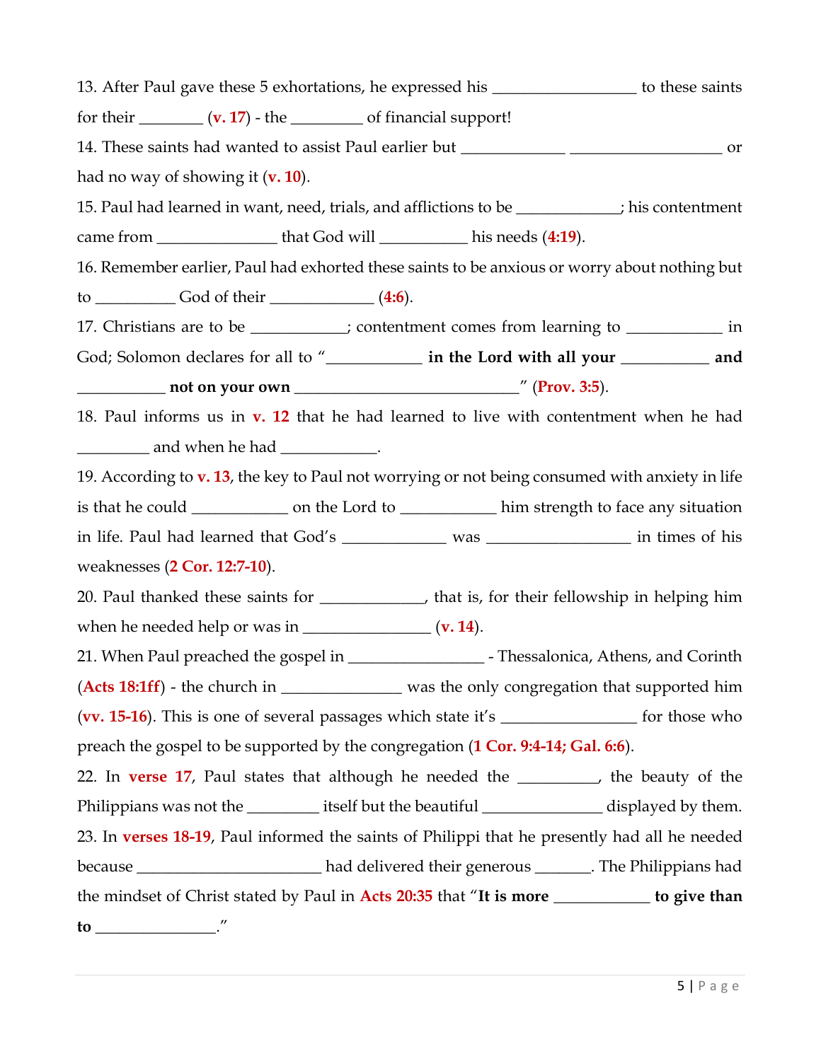13. After Paul gave these 5 exhortations, he expressed his _________________ to these saints for their ________ (**v. 17**) - the _________ of financial support!

14. These saints had wanted to assist Paul earlier but _____________ ___________________ or had no way of showing it (**v. 10**).

15. Paul had learned in want, need, trials, and afflictions to be _____________; his contentment came from _______________ that God will ___________ his needs (**4:19**).

16. Remember earlier, Paul had exhorted these saints to be anxious or worry about nothing but to __________ God of their _____________ (**4:6**).

17. Christians are to be ____________; contentment comes from learning to ____________ in God; Solomon declares for all to "____________ **in the Lord with all your** ___________ **and** ___________ **not on your own** ____________________________" (**Prov. 3:5**).

18. Paul informs us in **v. 12** that he had learned to live with contentment when he had _________ and when he had ____________.

19. According to **v. 13**, the key to Paul not worrying or not being consumed with anxiety in life is that he could ____________ on the Lord to ____________ him strength to face any situation in life. Paul had learned that God's _____________ was __________________ in times of his weaknesses (**2 Cor. 12:7-10**).

20. Paul thanked these saints for _____________, that is, for their fellowship in helping him when he needed help or was in ________________ (**v. 14**).

21. When Paul preached the gospel in _________________ - Thessalonica, Athens, and Corinth (**Acts 18:1ff**) - the church in _______________ was the only congregation that supported him (**vv. 15-16**). This is one of several passages which state it's _________________ for those who preach the gospel to be supported by the congregation (**1 Cor. 9:4-14; Gal. 6:6**).

22. In **verse 17**, Paul states that although he needed the __________, the beauty of the Philippians was not the _________ itself but the beautiful _______________ displayed by them.

23. In **verses 18-19**, Paul informed the saints of Philippi that he presently had all he needed because _______________________ had delivered their generous _______. The Philippians had the mindset of Christ stated by Paul in **Acts 20:35** that "**It is more** ____________ **to give than to** _______________."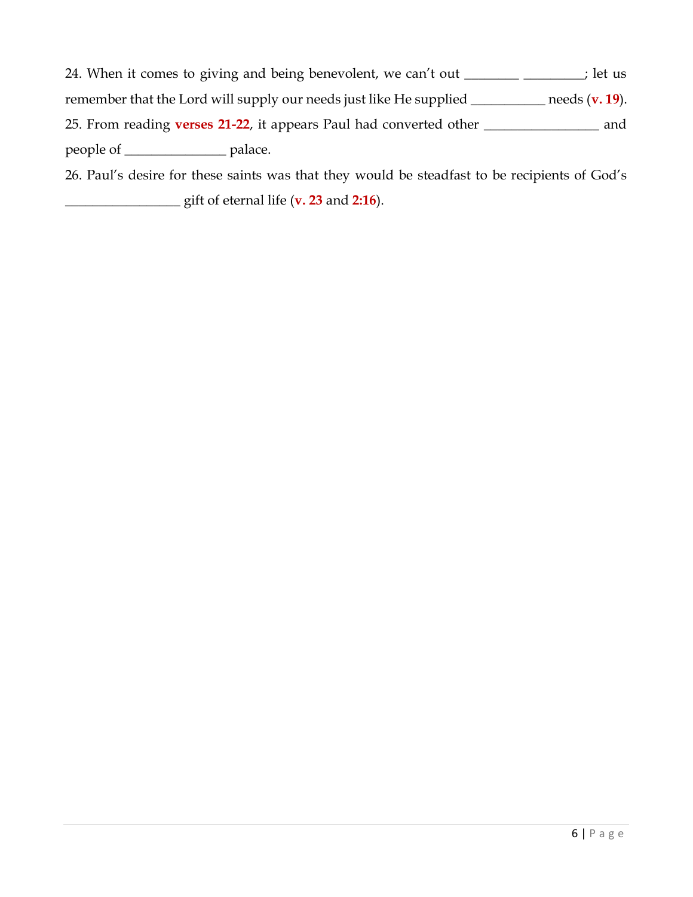24. When it comes to giving and being benevolent, we can't out ________ _________; let us remember that the Lord will supply our needs just like He supplied ___________ needs (**v. 19**).

25. From reading **verses 21-22**, it appears Paul had converted other _________________ and people of _______________ palace.

26. Paul's desire for these saints was that they would be steadfast to be recipients of God's _________________ gift of eternal life (**v. 23** and **2:16**).